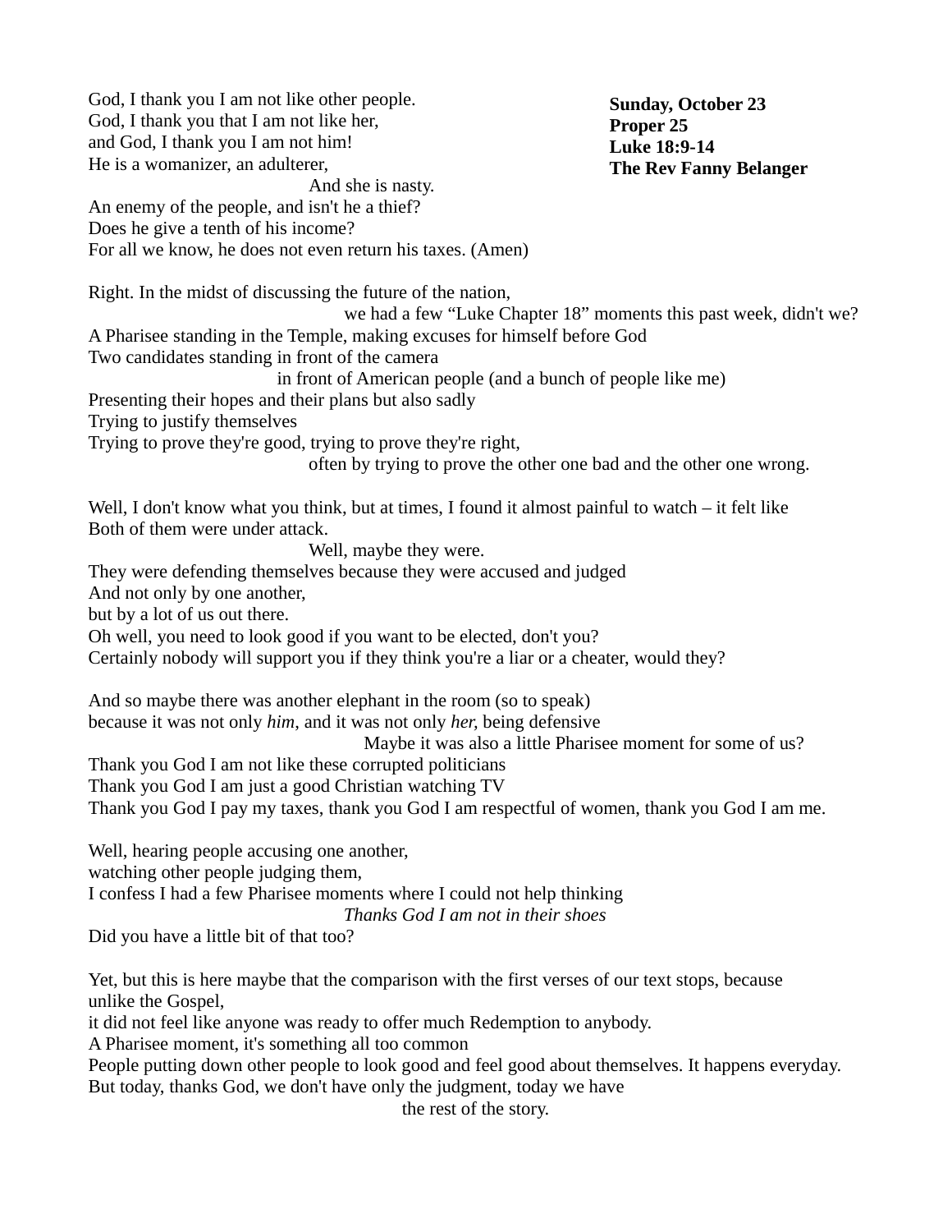**Sunday, October 23**
**Proper 25**
**Luke 18:9-14**
**The Rev Fanny Belanger**

God, I thank you I am not like other people.
God, I thank you that I am not like her,
and God, I thank you I am not him!
He is a womanizer, an adulterer,
And she is nasty.
An enemy of the people, and isn't he a thief?
Does he give a tenth of his income?
For all we know, he does not even return his taxes. (Amen)

Right. In the midst of discussing the future of the nation,
we had a few "Luke Chapter 18" moments this past week, didn't we?
A Pharisee standing in the Temple, making excuses for himself before God
Two candidates standing in front of the camera
in front of American people (and a bunch of people like me)
Presenting their hopes and their plans but also sadly
Trying to justify themselves
Trying to prove they're good, trying to prove they're right,
often by trying to prove the other one bad and the other one wrong.

Well, I don't know what you think, but at times, I found it almost painful to watch – it felt like
Both of them were under attack.
Well, maybe they were.
They were defending themselves because they were accused and judged
And not only by one another,
but by a lot of us out there.
Oh well, you need to look good if you want to be elected, don't you?
Certainly nobody will support you if they think you're a liar or a cheater, would they?

And so maybe there was another elephant in the room (so to speak)
because it was not only *him*, and it was not only *her*, being defensive
Maybe it was also a little Pharisee moment for some of us?
Thank you God I am not like these corrupted politicians
Thank you God I am just a good Christian watching TV
Thank you God I pay my taxes, thank you God I am respectful of women, thank you God I am me.

Well, hearing people accusing one another,
watching other people judging them,
I confess I had a few Pharisee moments where I could not help thinking
*Thanks God I am not in their shoes*
Did you have a little bit of that too?

Yet, but this is here maybe that the comparison with the first verses of our text stops, because unlike the Gospel,
it did not feel like anyone was ready to offer much Redemption to anybody.
A Pharisee moment, it's something all too common
People putting down other people to look good and feel good about themselves. It happens everyday.
But today, thanks God, we don't have only the judgment, today we have
the rest of the story.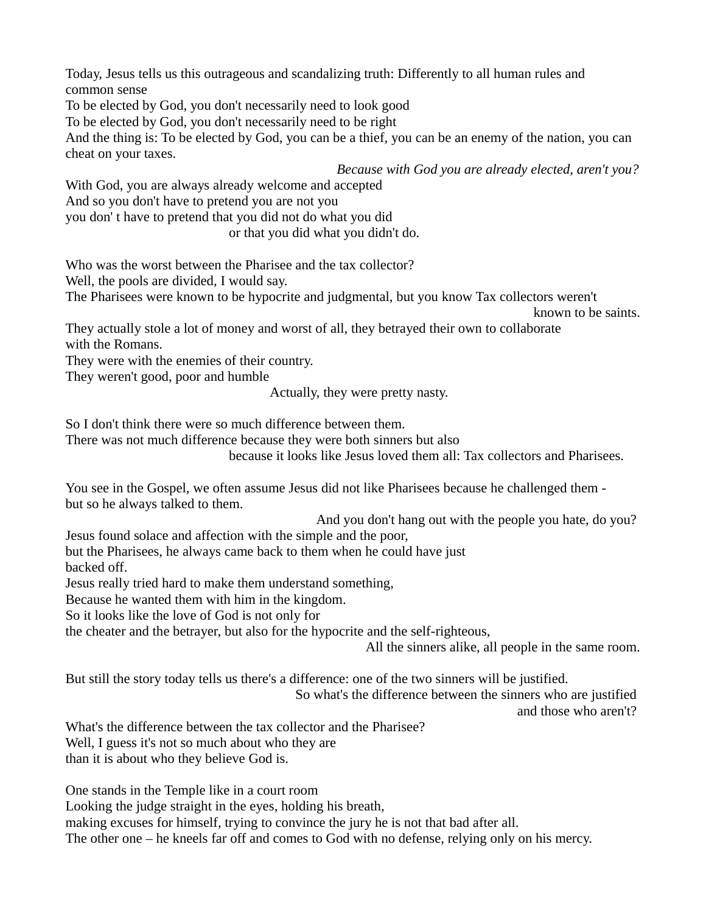Today, Jesus tells us this outrageous and scandalizing truth: Differently to all human rules and common sense
To be elected by God, you don't necessarily need to look good
To be elected by God, you don't necessarily need to be right
And the thing is: To be elected by God, you can be a thief, you can be an enemy of the nation, you can cheat on your taxes.

*Because with God you are already elected, aren't you?*

With God, you are always already welcome and accepted
And so you don't have to pretend you are not you
you don' t have to pretend that you did not do what you did
or that you did what you didn't do.

Who was the worst between the Pharisee and the tax collector?
Well, the pools are divided, I would say.
The Pharisees were known to be hypocrite and judgmental, but you know Tax collectors weren't known to be saints.
They actually stole a lot of money and worst of all, they betrayed their own to collaborate with the Romans.
They were with the enemies of their country.
They weren't good, poor and humble
Actually, they were pretty nasty.

So I don't think there were so much difference between them.
There was not much difference because they were both sinners but also
because it looks like Jesus loved them all: Tax collectors and Pharisees.

You see in the Gospel, we often assume Jesus did not like Pharisees because he challenged them - but so he always talked to them.
And you don't hang out with the people you hate, do you?
Jesus found solace and affection with the simple and the poor,
but the Pharisees, he always came back to them when he could have just backed off.
Jesus really tried hard to make them understand something,
Because he wanted them with him in the kingdom.
So it looks like the love of God is not only for
the cheater and the betrayer, but also for the hypocrite and the self-righteous,
All the sinners alike, all people in the same room.

But still the story today tells us there's a difference: one of the two sinners will be justified.
So what's the difference between the sinners who are justified and those who aren't?
What's the difference between the tax collector and the Pharisee?
Well, I guess it's not so much about who they are
than it is about who they believe God is.

One stands in the Temple like in a court room
Looking the judge straight in the eyes, holding his breath,
making excuses for himself, trying to convince the jury he is not that bad after all.
The other one – he kneels far off and comes to God with no defense, relying only on his mercy.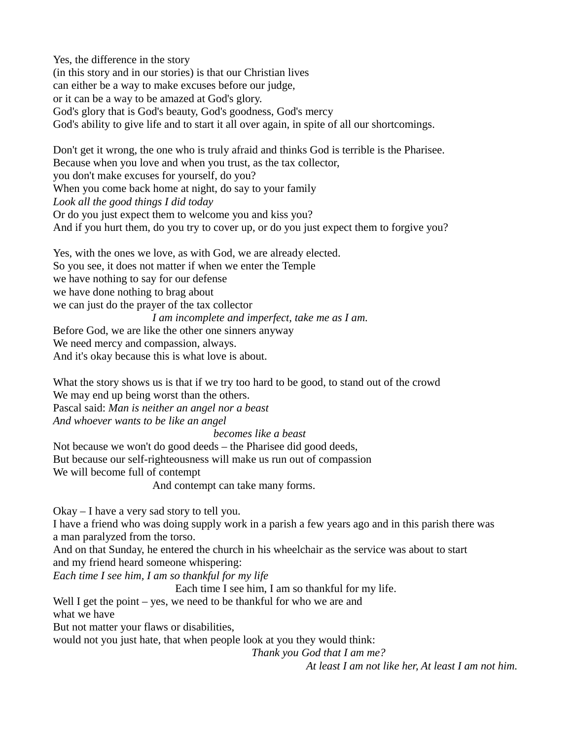Yes, the difference in the story
(in this story and in our stories) is that our Christian lives
can either be a way to make excuses before our judge,
or it can be a way to be amazed at God's glory.
God's glory that is God's beauty, God's goodness, God's mercy
God's ability to give life and to start it all over again, in spite of all our shortcomings.

Don't get it wrong, the one who is truly afraid and thinks God is terrible is the Pharisee.
Because when you love and when you trust, as the tax collector,
you don't make excuses for yourself, do you?
When you come back home at night, do say to your family
*Look all the good things I did today*
Or do you just expect them to welcome you and kiss you?
And if you hurt them, do you try to cover up, or do you just expect them to forgive you?

Yes, with the ones we love, as with God, we are already elected.
So you see, it does not matter if when we enter the Temple
we have nothing to say for our defense
we have done nothing to brag about
we can just do the prayer of the tax collector

*I am incomplete and imperfect, take me as I am.*

Before God, we are like the other one sinners anyway
We need mercy and compassion, always.
And it's okay because this is what love is about.

What the story shows us is that if we try too hard to be good, to stand out of the crowd
We may end up being worst than the others.
Pascal said: *Man is neither an angel nor a beast*
*And whoever wants to be like an angel*

*becomes like a beast*

Not because we won't do good deeds – the Pharisee did good deeds,
But because our self-righteousness will make us run out of compassion
We will become full of contempt

And contempt can take many forms.

Okay – I have a very sad story to tell you.
I have a friend who was doing supply work in a parish a few years ago and in this parish there was a man paralyzed from the torso.
And on that Sunday, he entered the church in his wheelchair as the service was about to start
and my friend heard someone whispering:
*Each time I see him, I am so thankful for my life*

Each time I see him, I am so thankful for my life.

Well I get the point – yes, we need to be thankful for who we are and
what we have
But not matter your flaws or disabilities,
would not you just hate, that when people look at you they would think:

*Thank you God that I am me?*

*At least I am not like her, At least I am not him.*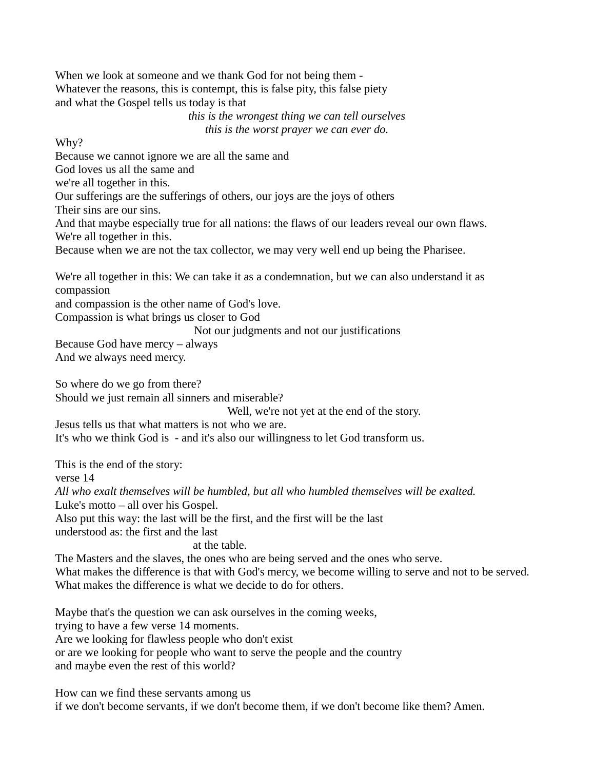When we look at someone and we thank God for not being them -
Whatever the reasons, this is contempt, this is false pity, this false piety
and what the Gospel tells us today is that

*this is the wrongest thing we can tell ourselves*
*this is the worst prayer we can ever do.*

Why?
Because we cannot ignore we are all the same and
God loves us all the same and
we're all together in this.
Our sufferings are the sufferings of others, our joys are the joys of others
Their sins are our sins.
And that maybe especially true for all nations: the flaws of our leaders reveal our own flaws.
We're all together in this.
Because when we are not the tax collector, we may very well end up being the Pharisee.

We're all together in this: We can take it as a condemnation, but we can also understand it as compassion
and compassion is the other name of God's love.
Compassion is what brings us closer to God

Not our judgments and not our justifications

Because God have mercy – always
And we always need mercy.

So where do we go from there?
Should we just remain all sinners and miserable?

Well, we're not yet at the end of the story.

Jesus tells us that what matters is not who we are.
It's who we think God is - and it's also our willingness to let God transform us.

This is the end of the story:
verse 14
*All who exalt themselves will be humbled, but all who humbled themselves will be exalted.*
Luke's motto – all over his Gospel.
Also put this way: the last will be the first, and the first will be the last
understood as: the first and the last

at the table.

The Masters and the slaves, the ones who are being served and the ones who serve.
What makes the difference is that with God's mercy, we become willing to serve and not to be served.
What makes the difference is what we decide to do for others.

Maybe that's the question we can ask ourselves in the coming weeks,
trying to have a few verse 14 moments.
Are we looking for flawless people who don't exist
or are we looking for people who want to serve the people and the country
and maybe even the rest of this world?

How can we find these servants among us
if we don't become servants, if we don't become them, if we don't become like them? Amen.